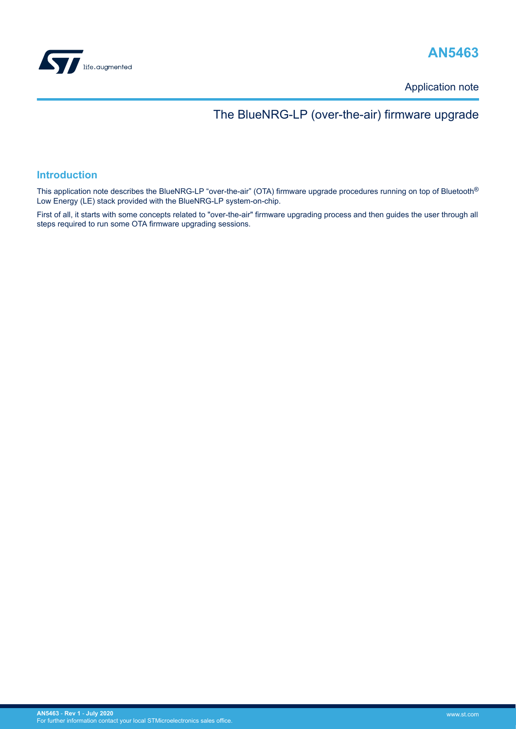# AN5463

Application note

## The BlueNRG-LP (over-the-air) firmware upgrade

## Introduction

This application note describes the BlueNRG-LP "over-the-air" (OTA) firmware upgrade procedures running on top of Bluetooth® Low Energy (LE) stack provided with the BlueNRG-LP system-on-chip.

First of all, it starts with some concepts related to "over-the-air" firmware upgrading process and then guides the user through all steps required to run some OTA firmware upgrading sessions.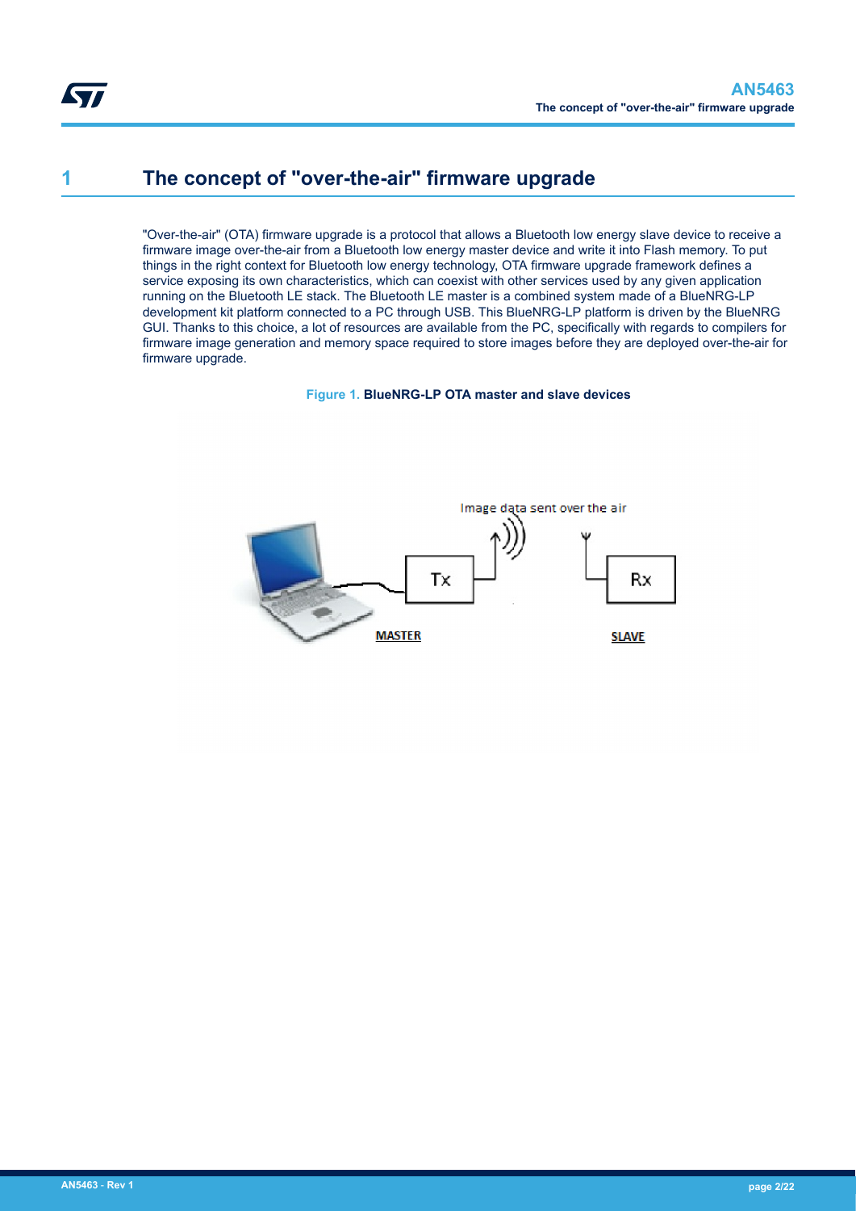# 1 The concept of "over-the-air" firmware upgrade

"Over-the-air" (OTA) firmware upgrade is a protocol that allows a Bluetooth low energy slave device to receive a firmware image over-the-air from a Bluetooth low energy master device and write it into Flash memory. To put things in the right context for Bluetooth low energy technology, OTA firmware upgrade framework defines a service exposing its own characteristics, which can coexist with other services used by any given application running on the Bluetooth LE stack. The Bluetooth LE master is a combined system made of a BlueNRG-LP development kit platform connected to a PC through USB. This BlueNRG-LP platform is driven by the BlueNRG GUI. Thanks to this choice, a lot of resources are available from the PC, specifically with regards to compilers for firmware image generation and memory space required to store images before they are deployed over-the-air for firmware upgrade.

**Figure 1.** BlueNRG-LP OTA master and slave devices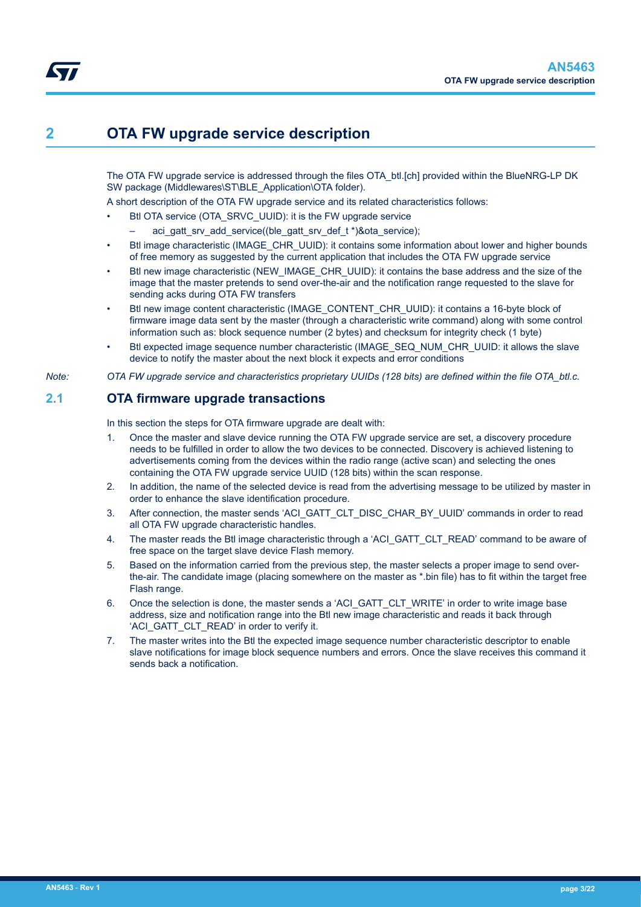# 2 OTA FW upgrade service description

The OTA FW upgrade service is addressed through the files OTA_btl.[ch] provided within the BlueNRG-LP DK SW package (Middlewares\ST\BLE_Application\OTA folder).

A short description of the OTA FW upgrade service and its related characteristics follows:

- Btl OTA service (OTA_SRVC_UUID): it is the FW upgrade service
  - aci_gatt_srv_add_service((ble_gatt_srv_def_t *)&ota_service);
- Btl image characteristic (IMAGE_CHR_UUID): it contains some information about lower and higher bounds of free memory as suggested by the current application that includes the OTA FW upgrade service
- Btl new image characteristic (NEW_IMAGE_CHR_UUID): it contains the base address and the size of the image that the master pretends to send over-the-air and the notification range requested to the slave for sending acks during OTA FW transfers
- Btl new image content characteristic (IMAGE_CONTENT_CHR_UUID): it contains a 16-byte block of firmware image data sent by the master (through a characteristic write command) along with some control information such as: block sequence number (2 bytes) and checksum for integrity check (1 byte)
- Btl expected image sequence number characteristic (IMAGE_SEQ_NUM_CHR_UUID: it allows the slave device to notify the master about the next block it expects and error conditions

*Note: OTA FW upgrade service and characteristics proprietary UUIDs (128 bits) are defined within the file OTA_btl.c.*

## 2.1 OTA firmware upgrade transactions

In this section the steps for OTA firmware upgrade are dealt with:

1. Once the master and slave device running the OTA FW upgrade service are set, a discovery procedure needs to be fulfilled in order to allow the two devices to be connected. Discovery is achieved listening to advertisements coming from the devices within the radio range (active scan) and selecting the ones containing the OTA FW upgrade service UUID (128 bits) within the scan response.
2. In addition, the name of the selected device is read from the advertising message to be utilized by master in order to enhance the slave identification procedure.
3. After connection, the master sends 'ACI_GATT_CLT_DISC_CHAR_BY_UUID' commands in order to read all OTA FW upgrade characteristic handles.
4. The master reads the Btl image characteristic through a 'ACI_GATT_CLT_READ' command to be aware of free space on the target slave device Flash memory.
5. Based on the information carried from the previous step, the master selects a proper image to send over-the-air. The candidate image (placing somewhere on the master as *.bin file) has to fit within the target free Flash range.
6. Once the selection is done, the master sends a 'ACI_GATT_CLT_WRITE' in order to write image base address, size and notification range into the Btl new image characteristic and reads it back through 'ACI_GATT_CLT_READ' in order to verify it.
7. The master writes into the Btl the expected image sequence number characteristic descriptor to enable slave notifications for image block sequence numbers and errors. Once the slave receives this command it sends back a notification.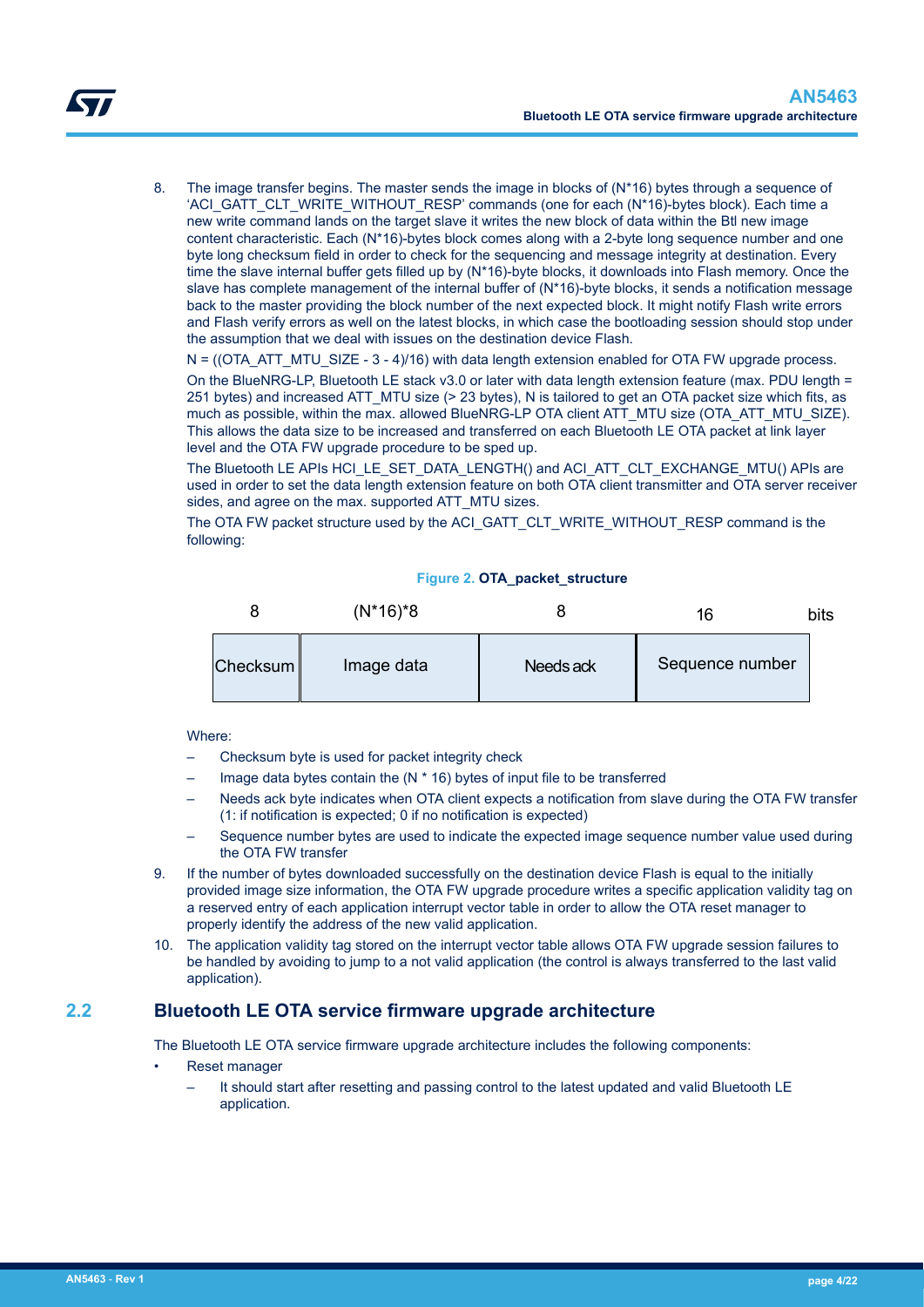8. The image transfer begins. The master sends the image in blocks of (N*16) bytes through a sequence of 'ACI_GATT_CLT_WRITE_WITHOUT_RESP' commands (one for each (N*16)-bytes block). Each time a new write command lands on the target slave it writes the new block of data within the Btl new image content characteristic. Each (N*16)-bytes block comes along with a 2-byte long sequence number and one byte long checksum field in order to check for the sequencing and message integrity at destination. Every time the slave internal buffer gets filled up by (N*16)-byte blocks, it downloads into Flash memory. Once the slave has complete management of the internal buffer of (N*16)-byte blocks, it sends a notification message back to the master providing the block number of the next expected block. It might notify Flash write errors and Flash verify errors as well on the latest blocks, in which case the bootloading session should stop under the assumption that we deal with issues on the destination device Flash.

   N = ((OTA_ATT_MTU_SIZE - 3 - 4)/16) with data length extension enabled for OTA FW upgrade process.

   On the BlueNRG-LP, Bluetooth LE stack v3.0 or later with data length extension feature (max. PDU length = 251 bytes) and increased ATT_MTU size (> 23 bytes), N is tailored to get an OTA packet size which fits, as much as possible, within the max. allowed BlueNRG-LP OTA client ATT_MTU size (OTA_ATT_MTU_SIZE). This allows the data size to be increased and transferred on each Bluetooth LE OTA packet at link layer level and the OTA FW upgrade procedure to be sped up.

   The Bluetooth LE APIs HCI_LE_SET_DATA_LENGTH() and ACI_ATT_CLT_EXCHANGE_MTU() APIs are used in order to set the data length extension feature on both OTA client transmitter and OTA server receiver sides, and agree on the max. supported ATT_MTU sizes.

   The OTA FW packet structure used by the ACI_GATT_CLT_WRITE_WITHOUT_RESP command is the following:

   **Figure 2. OTA_packet_structure**

   | 8 | (N*16)*8 | 8 | 16 | bits |
   |---|---|---|---|---|
   | Checksum | Image data | Needs ack | Sequence number | |

   Where:
   - Checksum byte is used for packet integrity check
   - Image data bytes contain the (N * 16) bytes of input file to be transferred
   - Needs ack byte indicates when OTA client expects a notification from slave during the OTA FW transfer (1: if notification is expected; 0 if no notification is expected)
   - Sequence number bytes are used to indicate the expected image sequence number value used during the OTA FW transfer

9. If the number of bytes downloaded successfully on the destination device Flash is equal to the initially provided image size information, the OTA FW upgrade procedure writes a specific application validity tag on a reserved entry of each application interrupt vector table in order to allow the OTA reset manager to properly identify the address of the new valid application.
10. The application validity tag stored on the interrupt vector table allows OTA FW upgrade session failures to be handled by avoiding to jump to a not valid application (the control is always transferred to the last valid application).

## 2.2 Bluetooth LE OTA service firmware upgrade architecture

The Bluetooth LE OTA service firmware upgrade architecture includes the following components:

- Reset manager
  - It should start after resetting and passing control to the latest updated and valid Bluetooth LE application.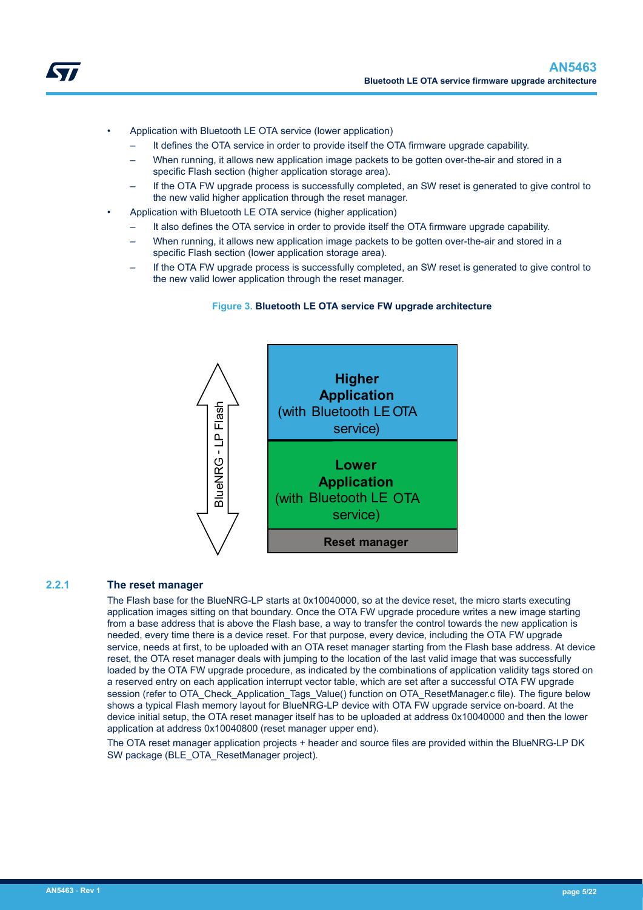- Application with Bluetooth LE OTA service (lower application)
  - It defines the OTA service in order to provide itself the OTA firmware upgrade capability.
  - When running, it allows new application image packets to be gotten over-the-air and stored in a specific Flash section (higher application storage area).
  - If the OTA FW upgrade process is successfully completed, an SW reset is generated to give control to the new valid higher application through the reset manager.
- Application with Bluetooth LE OTA service (higher application)
  - It also defines the OTA service in order to provide itself the OTA firmware upgrade capability.
  - When running, it allows new application image packets to be gotten over-the-air and stored in a specific Flash section (lower application storage area).
  - If the OTA FW upgrade process is successfully completed, an SW reset is generated to give control to the new valid lower application through the reset manager.

**Figure 3.** Bluetooth LE OTA service FW upgrade architecture

| BlueNRG - LP Flash |
| --- |
| **Higher Application** (with Bluetooth LE OTA service) |
| **Lower Application** (with Bluetooth LE OTA service) |
| **Reset manager** |

### 2.2.1 The reset manager

The Flash base for the BlueNRG-LP starts at 0x10040000, so at the device reset, the micro starts executing application images sitting on that boundary. Once the OTA FW upgrade procedure writes a new image starting from a base address that is above the Flash base, a way to transfer the control towards the new application is needed, every time there is a device reset. For that purpose, every device, including the OTA FW upgrade service, needs at first, to be uploaded with an OTA reset manager starting from the Flash base address. At device reset, the OTA reset manager deals with jumping to the location of the last valid image that was successfully loaded by the OTA FW upgrade procedure, as indicated by the combinations of application validity tags stored on a reserved entry on each application interrupt vector table, which are set after a successful OTA FW upgrade session (refer to OTA_Check_Application_Tags_Value() function on OTA_ResetManager.c file). The figure below shows a typical Flash memory layout for BlueNRG-LP device with OTA FW upgrade service on-board. At the device initial setup, the OTA reset manager itself has to be uploaded at address 0x10040000 and then the lower application at address 0x10040800 (reset manager upper end).

The OTA reset manager application projects + header and source files are provided within the BlueNRG-LP DK SW package (BLE_OTA_ResetManager project).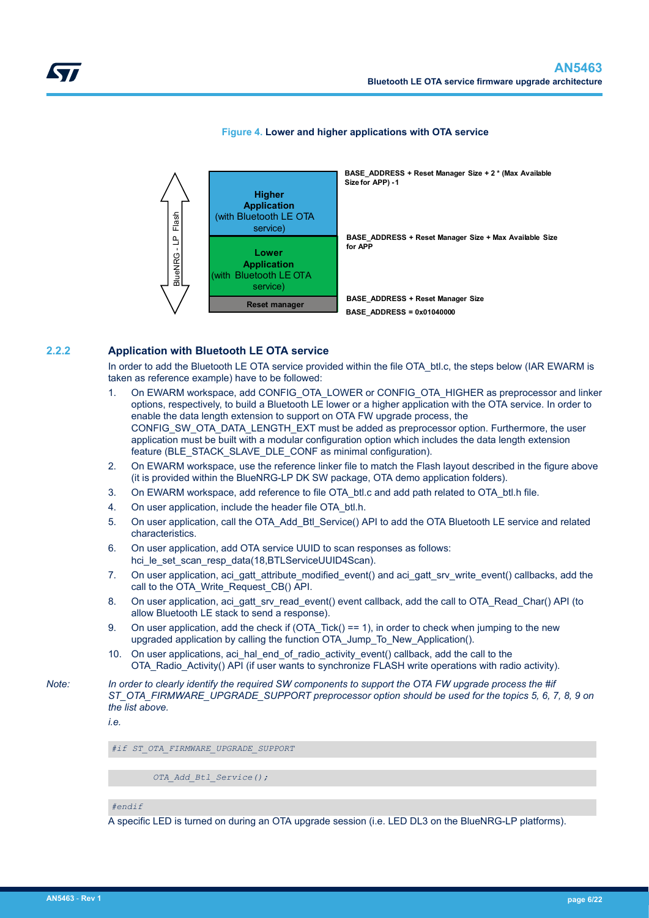**Figure 4. Lower and higher applications with OTA service**

| BlueNRG - LP Flash | Region | Address |
|---|---|---|
| | | BASE_ADDRESS + Reset Manager Size + 2 * (Max Available Size for APP) - 1 |
| | **Higher Application** (with Bluetooth LE OTA service) | |
| | | BASE_ADDRESS + Reset Manager Size + Max Available Size for APP |
| | **Lower Application** (with Bluetooth LE OTA service) | |
| | | BASE_ADDRESS + Reset Manager Size |
| | **Reset manager** | |
| | | BASE_ADDRESS = 0x01040000 |

### 2.2.2 Application with Bluetooth LE OTA service

In order to add the Bluetooth LE OTA service provided within the file OTA_btl.c, the steps below (IAR EWARM is taken as reference example) have to be followed:

1. On EWARM workspace, add CONFIG_OTA_LOWER or CONFIG_OTA_HIGHER as preprocessor and linker options, respectively, to build a Bluetooth LE lower or a higher application with the OTA service. In order to enable the data length extension to support on OTA FW upgrade process, the CONFIG_SW_OTA_DATA_LENGTH_EXT must be added as preprocessor option. Furthermore, the user application must be built with a modular configuration option which includes the data length extension feature (BLE_STACK_SLAVE_DLE_CONF as minimal configuration).
2. On EWARM workspace, use the reference linker file to match the Flash layout described in the figure above (it is provided within the BlueNRG-LP DK SW package, OTA demo application folders).
3. On EWARM workspace, add reference to file OTA_btl.c and add path related to OTA_btl.h file.
4. On user application, include the header file OTA_btl.h.
5. On user application, call the OTA_Add_Btl_Service() API to add the OTA Bluetooth LE service and related characteristics.
6. On user application, add OTA service UUID to scan responses as follows: hci_le_set_scan_resp_data(18,BTLServiceUUID4Scan).
7. On user application, aci_gatt_attribute_modified_event() and aci_gatt_srv_write_event() callbacks, add the call to the OTA_Write_Request_CB() API.
8. On user application, aci_gatt_srv_read_event() event callback, add the call to OTA_Read_Char() API (to allow Bluetooth LE stack to send a response).
9. On user application, add the check if (OTA_Tick() == 1), in order to check when jumping to the new upgraded application by calling the function OTA_Jump_To_New_Application().
10. On user applications, aci_hal_end_of_radio_activity_event() callback, add the call to the OTA_Radio_Activity() API (if user wants to synchronize FLASH write operations with radio activity).

*Note:* *In order to clearly identify the required SW components to support the OTA FW upgrade process the #if ST_OTA_FIRMWARE_UPGRADE_SUPPORT preprocessor option should be used for the topics 5, 6, 7, 8, 9 on the list above.*

*i.e.*

```
#if ST_OTA_FIRMWARE_UPGRADE_SUPPORT
        OTA_Add_Btl_Service();
#endif
```

A specific LED is turned on during an OTA upgrade session (i.e. LED DL3 on the BlueNRG-LP platforms).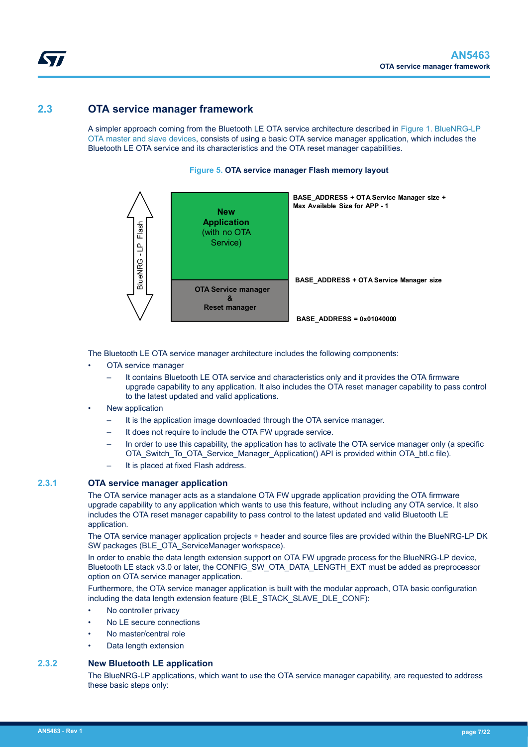## 2.3 OTA service manager framework

A simpler approach coming from the Bluetooth LE OTA service architecture described in Figure 1. BlueNRG-LP OTA master and slave devices, consists of using a basic OTA service manager application, which includes the Bluetooth LE OTA service and its characteristics and the OTA reset manager capabilities.

**Figure 5. OTA service manager Flash memory layout**

| BlueNRG - LP Flash | Region | Address |
| --- | --- | --- |
| | **New Application** (with no OTA Service) | BASE_ADDRESS + OTA Service Manager size + Max Available Size for APP - 1 |
| | **OTA Service manager & Reset manager** | BASE_ADDRESS + OTA Service Manager size |
| | | BASE_ADDRESS = 0x01040000 |

The Bluetooth LE OTA service manager architecture includes the following components:

- OTA service manager
  - It contains Bluetooth LE OTA service and characteristics only and it provides the OTA firmware upgrade capability to any application. It also includes the OTA reset manager capability to pass control to the latest updated and valid applications.
- New application
  - It is the application image downloaded through the OTA service manager.
  - It does not require to include the OTA FW upgrade service.
  - In order to use this capability, the application has to activate the OTA service manager only (a specific OTA_Switch_To_OTA_Service_Manager_Application() API is provided within OTA_btl.c file).
  - It is placed at fixed Flash address.

### 2.3.1 OTA service manager application

The OTA service manager acts as a standalone OTA FW upgrade application providing the OTA firmware upgrade capability to any application which wants to use this feature, without including any OTA service. It also includes the OTA reset manager capability to pass control to the latest updated and valid Bluetooth LE application.

The OTA service manager application projects + header and source files are provided within the BlueNRG-LP DK SW packages (BLE_OTA_ServiceManager workspace).

In order to enable the data length extension support on OTA FW upgrade process for the BlueNRG-LP device, Bluetooth LE stack v3.0 or later, the CONFIG_SW_OTA_DATA_LENGTH_EXT must be added as preprocessor option on OTA service manager application.

Furthermore, the OTA service manager application is built with the modular approach, OTA basic configuration including the data length extension feature (BLE_STACK_SLAVE_DLE_CONF):

- No controller privacy
- No LE secure connections
- No master/central role
- Data length extension

### 2.3.2 New Bluetooth LE application

The BlueNRG-LP applications, which want to use the OTA service manager capability, are requested to address these basic steps only: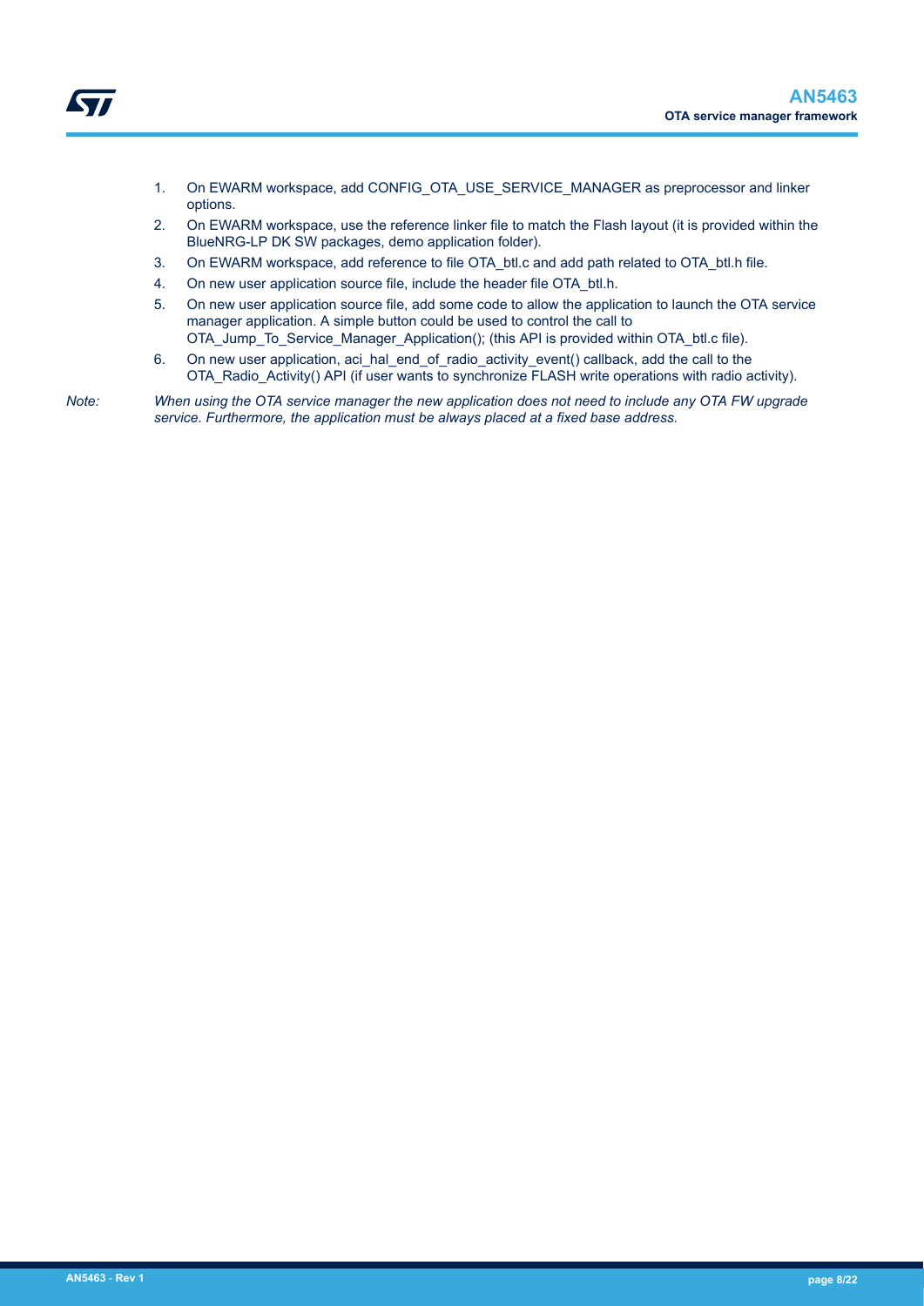1. On EWARM workspace, add CONFIG_OTA_USE_SERVICE_MANAGER as preprocessor and linker options.
2. On EWARM workspace, use the reference linker file to match the Flash layout (it is provided within the BlueNRG-LP DK SW packages, demo application folder).
3. On EWARM workspace, add reference to file OTA_btl.c and add path related to OTA_btl.h file.
4. On new user application source file, include the header file OTA_btl.h.
5. On new user application source file, add some code to allow the application to launch the OTA service manager application. A simple button could be used to control the call to OTA_Jump_To_Service_Manager_Application(); (this API is provided within OTA_btl.c file).
6. On new user application, aci_hal_end_of_radio_activity_event() callback, add the call to the OTA_Radio_Activity() API (if user wants to synchronize FLASH write operations with radio activity).

*Note: When using the OTA service manager the new application does not need to include any OTA FW upgrade service. Furthermore, the application must be always placed at a fixed base address.*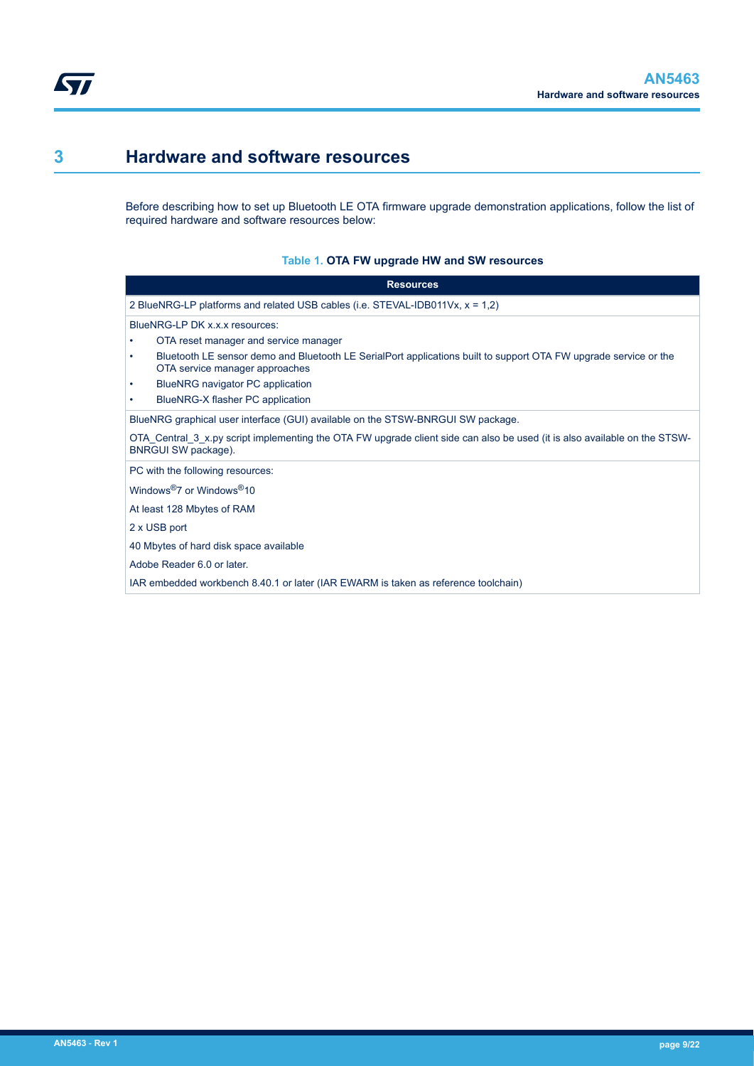# 3 Hardware and software resources

Before describing how to set up Bluetooth LE OTA firmware upgrade demonstration applications, follow the list of required hardware and software resources below:

**Table 1. OTA FW upgrade HW and SW resources**

| Resources |
| --- |
| 2 BlueNRG-LP platforms and related USB cables (i.e. STEVAL-IDB011Vx, x = 1,2) |
| BlueNRG-LP DK x.x.x resources:<br>• OTA reset manager and service manager<br>• Bluetooth LE sensor demo and Bluetooth LE SerialPort applications built to support OTA FW upgrade service or the OTA service manager approaches<br>• BlueNRG navigator PC application<br>• BlueNRG-X flasher PC application |
| BlueNRG graphical user interface (GUI) available on the STSW-BNRGUI SW package.<br>OTA_Central_3_x.py script implementing the OTA FW upgrade client side can also be used (it is also available on the STSW-BNRGUI SW package). |
| PC with the following resources:<br>Windows®7 or Windows®10<br>At least 128 Mbytes of RAM<br>2 x USB port<br>40 Mbytes of hard disk space available<br>Adobe Reader 6.0 or later.<br>IAR embedded workbench 8.40.1 or later (IAR EWARM is taken as reference toolchain) |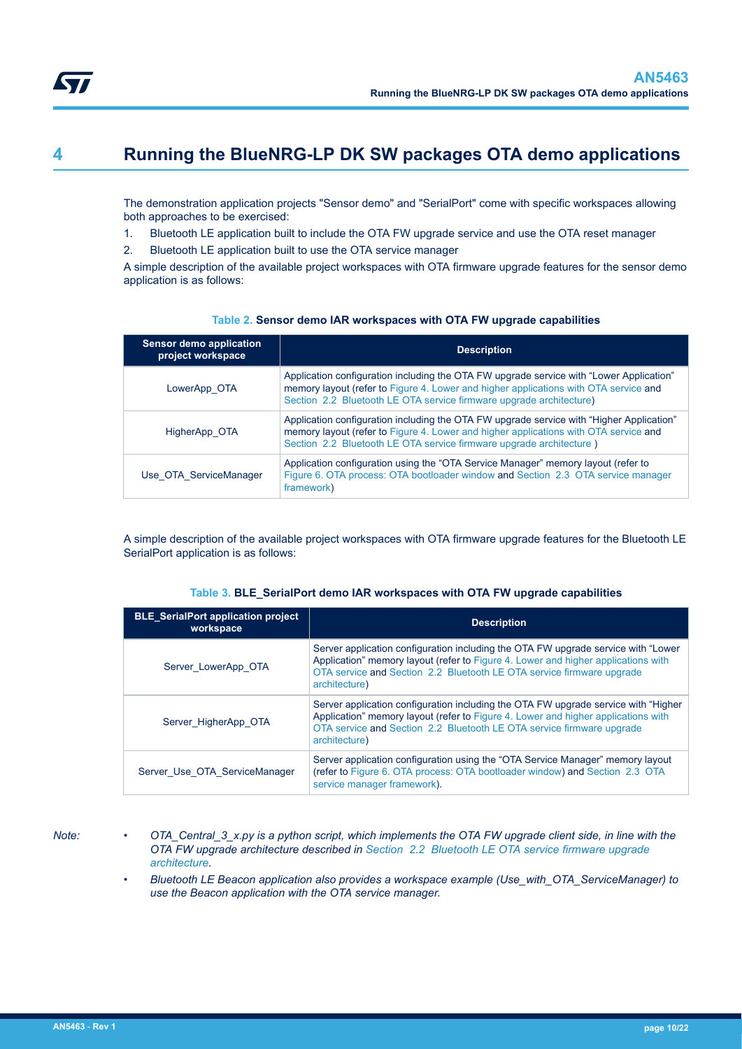# 4 Running the BlueNRG-LP DK SW packages OTA demo applications

The demonstration application projects "Sensor demo" and "SerialPort" come with specific workspaces allowing both approaches to be exercised:

1. Bluetooth LE application built to include the OTA FW upgrade service and use the OTA reset manager
2. Bluetooth LE application built to use the OTA service manager

A simple description of the available project workspaces with OTA firmware upgrade features for the sensor demo application is as follows:

**Table 2. Sensor demo IAR workspaces with OTA FW upgrade capabilities**

| Sensor demo application project workspace | Description |
| --- | --- |
| LowerApp_OTA | Application configuration including the OTA FW upgrade service with “Lower Application” memory layout (refer to Figure 4. Lower and higher applications with OTA service and Section 2.2 Bluetooth LE OTA service firmware upgrade architecture) |
| HigherApp_OTA | Application configuration including the OTA FW upgrade service with “Higher Application” memory layout (refer to Figure 4. Lower and higher applications with OTA service and Section 2.2 Bluetooth LE OTA service firmware upgrade architecture ) |
| Use_OTA_ServiceManager | Application configuration using the “OTA Service Manager” memory layout (refer to Figure 6. OTA process: OTA bootloader window and Section 2.3 OTA service manager framework) |

A simple description of the available project workspaces with OTA firmware upgrade features for the Bluetooth LE SerialPort application is as follows:

**Table 3. BLE_SerialPort demo IAR workspaces with OTA FW upgrade capabilities**

| BLE_SerialPort application project workspace | Description |
| --- | --- |
| Server_LowerApp_OTA | Server application configuration including the OTA FW upgrade service with “Lower Application” memory layout (refer to Figure 4. Lower and higher applications with OTA service and Section 2.2 Bluetooth LE OTA service firmware upgrade architecture) |
| Server_HigherApp_OTA | Server application configuration including the OTA FW upgrade service with “Higher Application” memory layout (refer to Figure 4. Lower and higher applications with OTA service and Section 2.2 Bluetooth LE OTA service firmware upgrade architecture) |
| Server_Use_OTA_ServiceManager | Server application configuration using the “OTA Service Manager” memory layout (refer to Figure 6. OTA process: OTA bootloader window) and Section 2.3 OTA service manager framework). |

*Note:*

- *OTA_Central_3_x.py is a python script, which implements the OTA FW upgrade client side, in line with the OTA FW upgrade architecture described in Section 2.2 Bluetooth LE OTA service firmware upgrade architecture.*
- *Bluetooth LE Beacon application also provides a workspace example (Use_with_OTA_ServiceManager) to use the Beacon application with the OTA service manager.*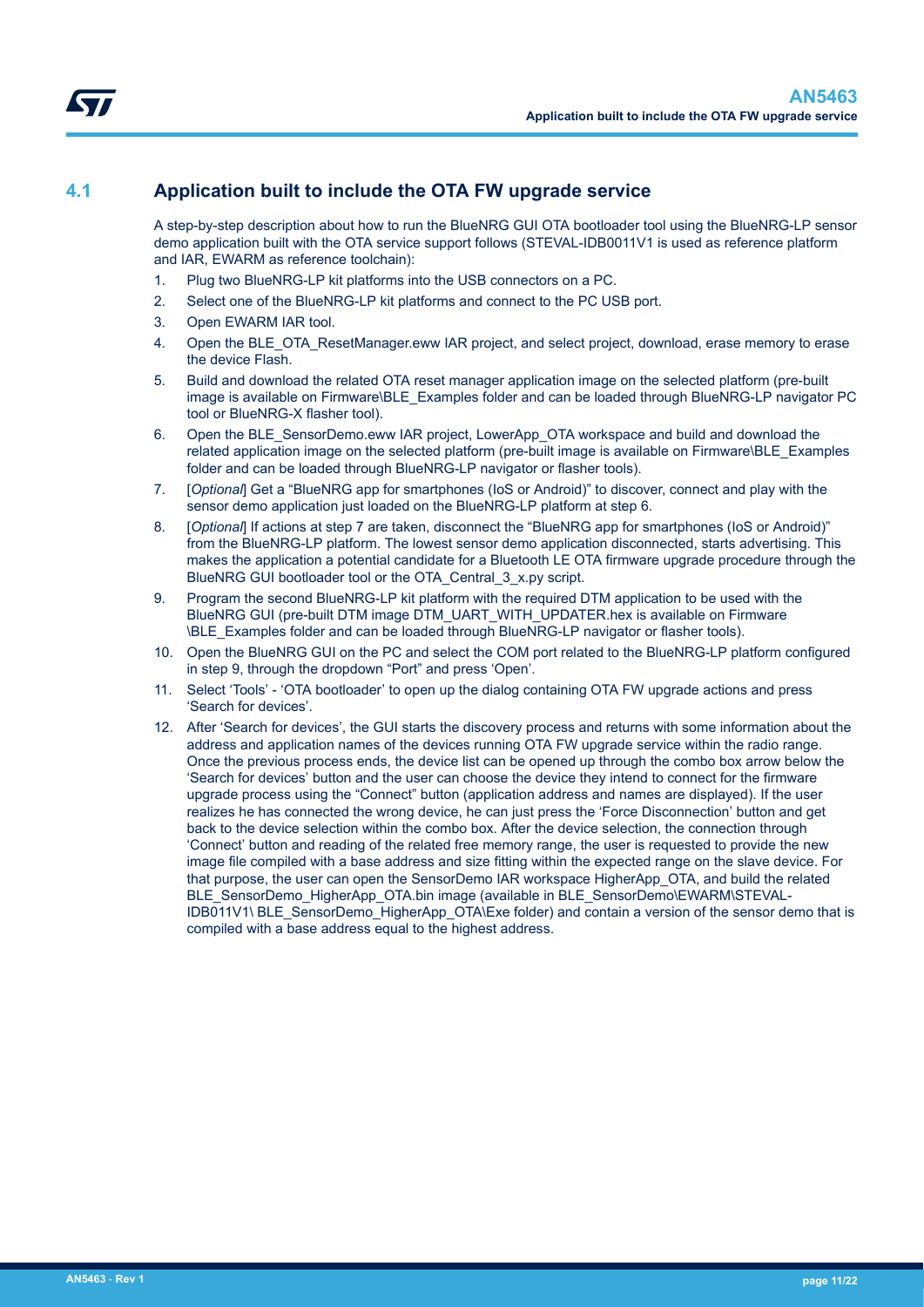## 4.1 Application built to include the OTA FW upgrade service

A step-by-step description about how to run the BlueNRG GUI OTA bootloader tool using the BlueNRG-LP sensor demo application built with the OTA service support follows (STEVAL-IDB0011V1 is used as reference platform and IAR, EWARM as reference toolchain):

1. Plug two BlueNRG-LP kit platforms into the USB connectors on a PC.
2. Select one of the BlueNRG-LP kit platforms and connect to the PC USB port.
3. Open EWARM IAR tool.
4. Open the BLE_OTA_ResetManager.eww IAR project, and select project, download, erase memory to erase the device Flash.
5. Build and download the related OTA reset manager application image on the selected platform (pre-built image is available on Firmware\BLE_Examples folder and can be loaded through BlueNRG-LP navigator PC tool or BlueNRG-X flasher tool).
6. Open the BLE_SensorDemo.eww IAR project, LowerApp_OTA workspace and build and download the related application image on the selected platform (pre-built image is available on Firmware\BLE_Examples folder and can be loaded through BlueNRG-LP navigator or flasher tools).
7. [*Optional*] Get a “BlueNRG app for smartphones (IoS or Android)” to discover, connect and play with the sensor demo application just loaded on the BlueNRG-LP platform at step 6.
8. [*Optional*] If actions at step 7 are taken, disconnect the “BlueNRG app for smartphones (IoS or Android)” from the BlueNRG-LP platform. The lowest sensor demo application disconnected, starts advertising. This makes the application a potential candidate for a Bluetooth LE OTA firmware upgrade procedure through the BlueNRG GUI bootloader tool or the OTA_Central_3_x.py script.
9. Program the second BlueNRG-LP kit platform with the required DTM application to be used with the BlueNRG GUI (pre-built DTM image DTM_UART_WITH_UPDATER.hex is available on Firmware \BLE_Examples folder and can be loaded through BlueNRG-LP navigator or flasher tools).
10. Open the BlueNRG GUI on the PC and select the COM port related to the BlueNRG-LP platform configured in step 9, through the dropdown “Port” and press ‘Open’.
11. Select ‘Tools’ - ‘OTA bootloader’ to open up the dialog containing OTA FW upgrade actions and press ‘Search for devices’.
12. After ‘Search for devices’, the GUI starts the discovery process and returns with some information about the address and application names of the devices running OTA FW upgrade service within the radio range. Once the previous process ends, the device list can be opened up through the combo box arrow below the ‘Search for devices’ button and the user can choose the device they intend to connect for the firmware upgrade process using the “Connect” button (application address and names are displayed). If the user realizes he has connected the wrong device, he can just press the ‘Force Disconnection’ button and get back to the device selection within the combo box. After the device selection, the connection through ‘Connect’ button and reading of the related free memory range, the user is requested to provide the new image file compiled with a base address and size fitting within the expected range on the slave device. For that purpose, the user can open the SensorDemo IAR workspace HigherApp_OTA, and build the related BLE_SensorDemo_HigherApp_OTA.bin image (available in BLE_SensorDemo\EWARM\STEVAL-IDB011V1\ BLE_SensorDemo_HigherApp_OTA\Exe folder) and contain a version of the sensor demo that is compiled with a base address equal to the highest address.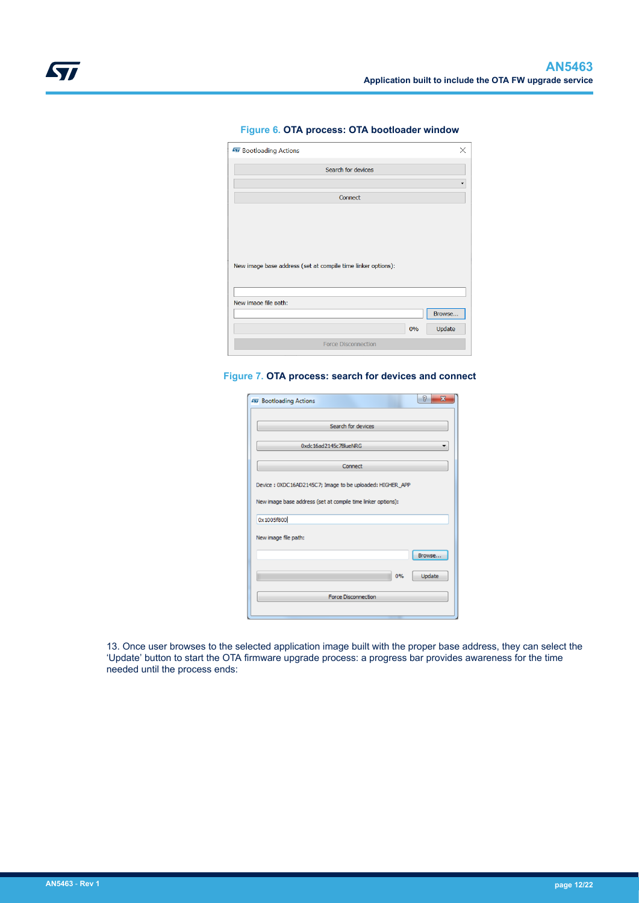Figure 6. OTA process: OTA bootloader window

Figure 7. OTA process: search for devices and connect

13. Once user browses to the selected application image built with the proper base address, they can select the 'Update' button to start the OTA firmware upgrade process: a progress bar provides awareness for the time needed until the process ends: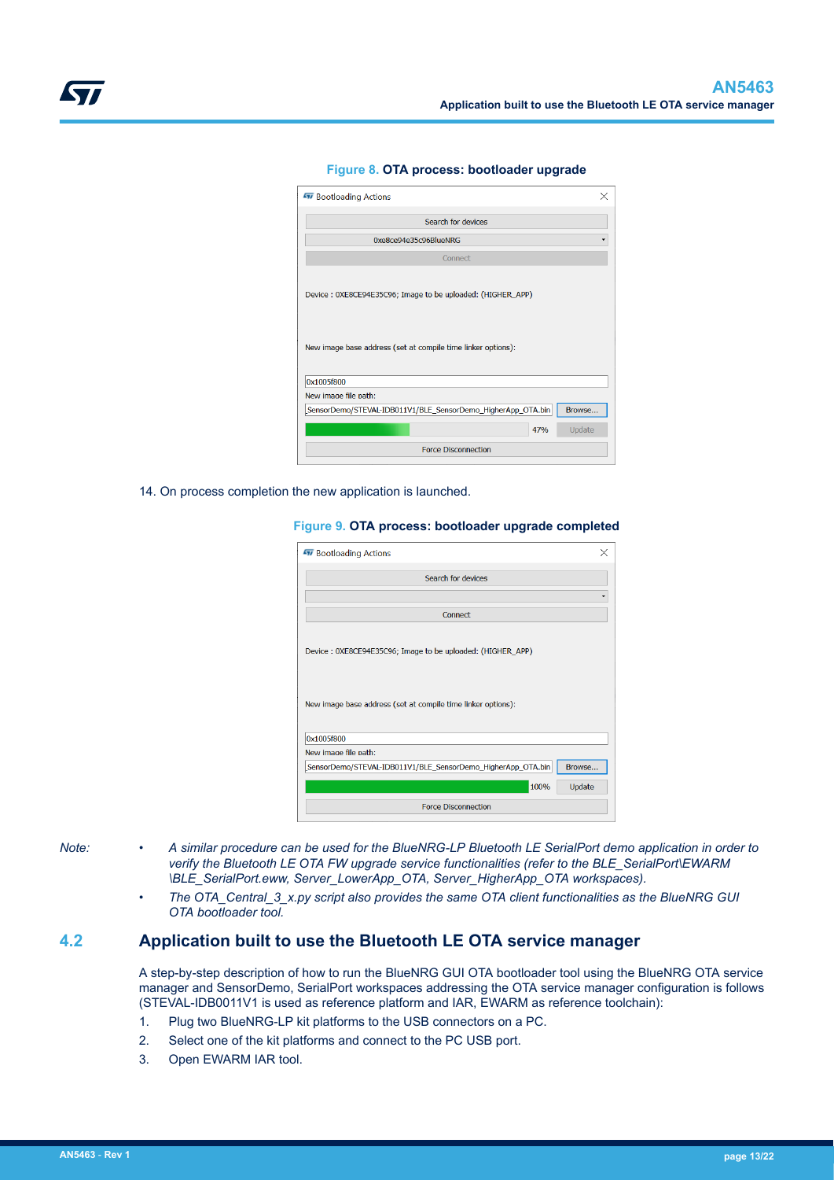Figure 8. OTA process: bootloader upgrade

14. On process completion the new application is launched.

Figure 9. OTA process: bootloader upgrade completed

*Note:*

- *A similar procedure can be used for the BlueNRG-LP Bluetooth LE SerialPort demo application in order to verify the Bluetooth LE OTA FW upgrade service functionalities (refer to the BLE_SerialPort\EWARM \BLE_SerialPort.eww, Server_LowerApp_OTA, Server_HigherApp_OTA workspaces).*
- *The OTA_Central_3_x.py script also provides the same OTA client functionalities as the BlueNRG GUI OTA bootloader tool.*

## 4.2 Application built to use the Bluetooth LE OTA service manager

A step-by-step description of how to run the BlueNRG GUI OTA bootloader tool using the BlueNRG OTA service manager and SensorDemo, SerialPort workspaces addressing the OTA service manager configuration is follows (STEVAL-IDB0011V1 is used as reference platform and IAR, EWARM as reference toolchain):

1. Plug two BlueNRG-LP kit platforms to the USB connectors on a PC.
2. Select one of the kit platforms and connect to the PC USB port.
3. Open EWARM IAR tool.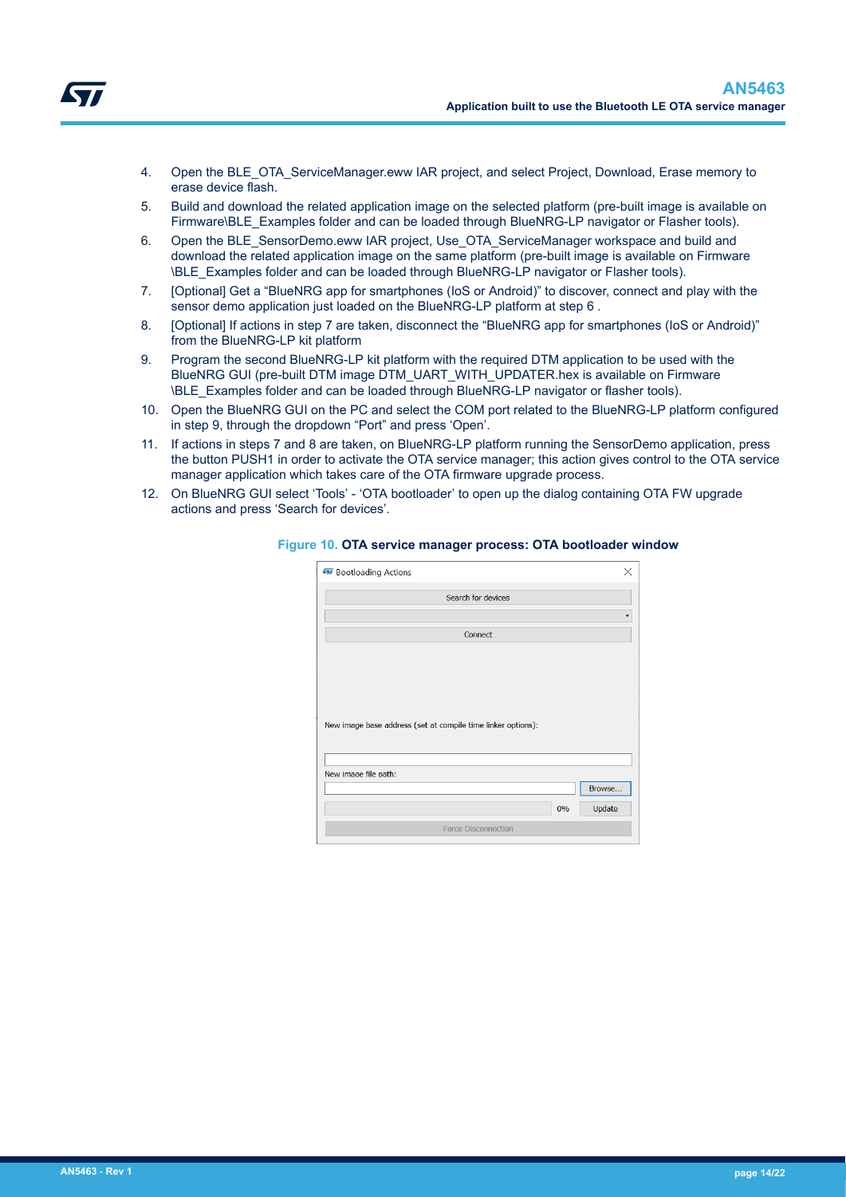4. Open the BLE_OTA_ServiceManager.eww IAR project, and select Project, Download, Erase memory to erase device flash.
5. Build and download the related application image on the selected platform (pre-built image is available on Firmware\BLE_Examples folder and can be loaded through BlueNRG-LP navigator or Flasher tools).
6. Open the BLE_SensorDemo.eww IAR project, Use_OTA_ServiceManager workspace and build and download the related application image on the same platform (pre-built image is available on Firmware \BLE_Examples folder and can be loaded through BlueNRG-LP navigator or Flasher tools).
7. [Optional] Get a “BlueNRG app for smartphones (IoS or Android)” to discover, connect and play with the sensor demo application just loaded on the BlueNRG-LP platform at step 6 .
8. [Optional] If actions in step 7 are taken, disconnect the “BlueNRG app for smartphones (IoS or Android)” from the BlueNRG-LP kit platform
9. Program the second BlueNRG-LP kit platform with the required DTM application to be used with the BlueNRG GUI (pre-built DTM image DTM_UART_WITH_UPDATER.hex is available on Firmware \BLE_Examples folder and can be loaded through BlueNRG-LP navigator or flasher tools).
10. Open the BlueNRG GUI on the PC and select the COM port related to the BlueNRG-LP platform configured in step 9, through the dropdown “Port” and press ‘Open’.
11. If actions in steps 7 and 8 are taken, on BlueNRG-LP platform running the SensorDemo application, press the button PUSH1 in order to activate the OTA service manager; this action gives control to the OTA service manager application which takes care of the OTA firmware upgrade process.
12. On BlueNRG GUI select ‘Tools’ - ‘OTA bootloader’ to open up the dialog containing OTA FW upgrade actions and press ‘Search for devices’.

**Figure 10. OTA service manager process: OTA bootloader window**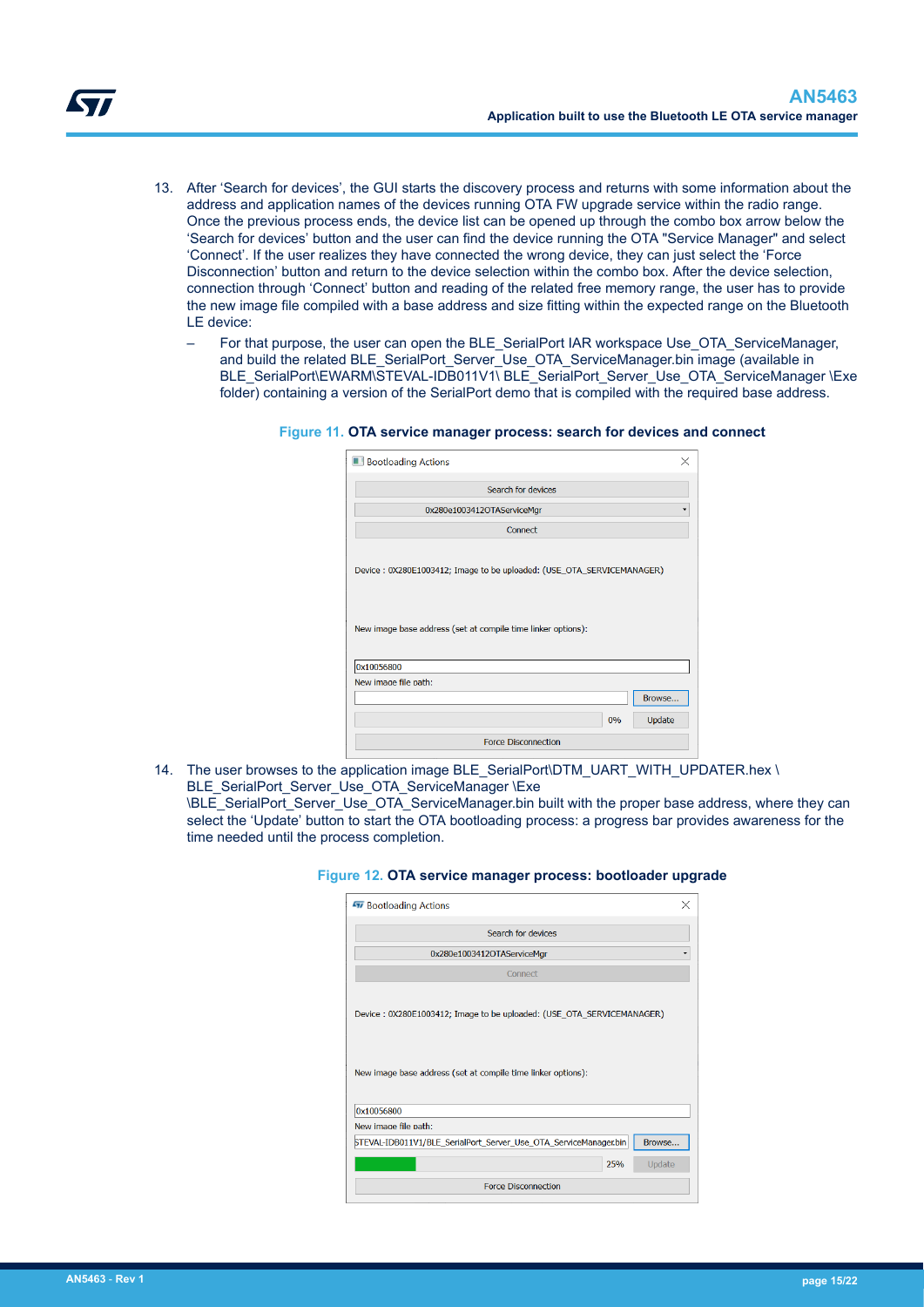13. After ‘Search for devices’, the GUI starts the discovery process and returns with some information about the address and application names of the devices running OTA FW upgrade service within the radio range. Once the previous process ends, the device list can be opened up through the combo box arrow below the ‘Search for devices’ button and the user can find the device running the OTA "Service Manager" and select ‘Connect’. If the user realizes they have connected the wrong device, they can just select the ‘Force Disconnection’ button and return to the device selection within the combo box. After the device selection, connection through ‘Connect’ button and reading of the related free memory range, the user has to provide the new image file compiled with a base address and size fitting within the expected range on the Bluetooth LE device:
    – For that purpose, the user can open the BLE_SerialPort IAR workspace Use_OTA_ServiceManager, and build the related BLE_SerialPort_Server_Use_OTA_ServiceManager.bin image (available in BLE_SerialPort\EWARM\STEVAL-IDB011V1\ BLE_SerialPort_Server_Use_OTA_ServiceManager \Exe folder) containing a version of the SerialPort demo that is compiled with the required base address.

**Figure 11.** OTA service manager process: search for devices and connect

14. The user browses to the application image BLE_SerialPort\DTM_UART_WITH_UPDATER.hex \ BLE_SerialPort_Server_Use_OTA_ServiceManager \Exe \BLE_SerialPort_Server_Use_OTA_ServiceManager.bin built with the proper base address, where they can select the ‘Update’ button to start the OTA bootloading process: a progress bar provides awareness for the time needed until the process completion.

**Figure 12.** OTA service manager process: bootloader upgrade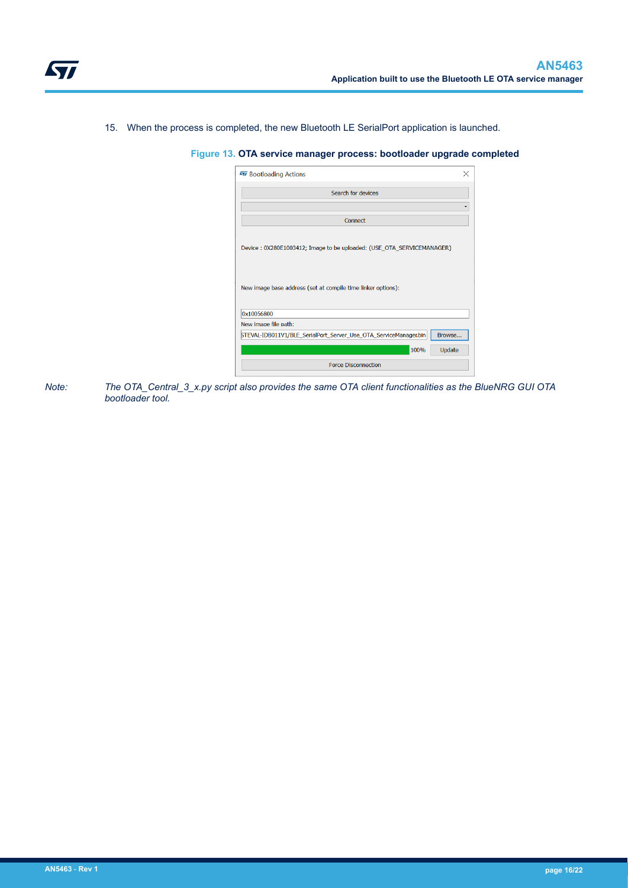15. When the process is completed, the new Bluetooth LE SerialPort application is launched.

**Figure 13. OTA service manager process: bootloader upgrade completed**

*Note: The OTA_Central_3_x.py script also provides the same OTA client functionalities as the BlueNRG GUI OTA bootloader tool.*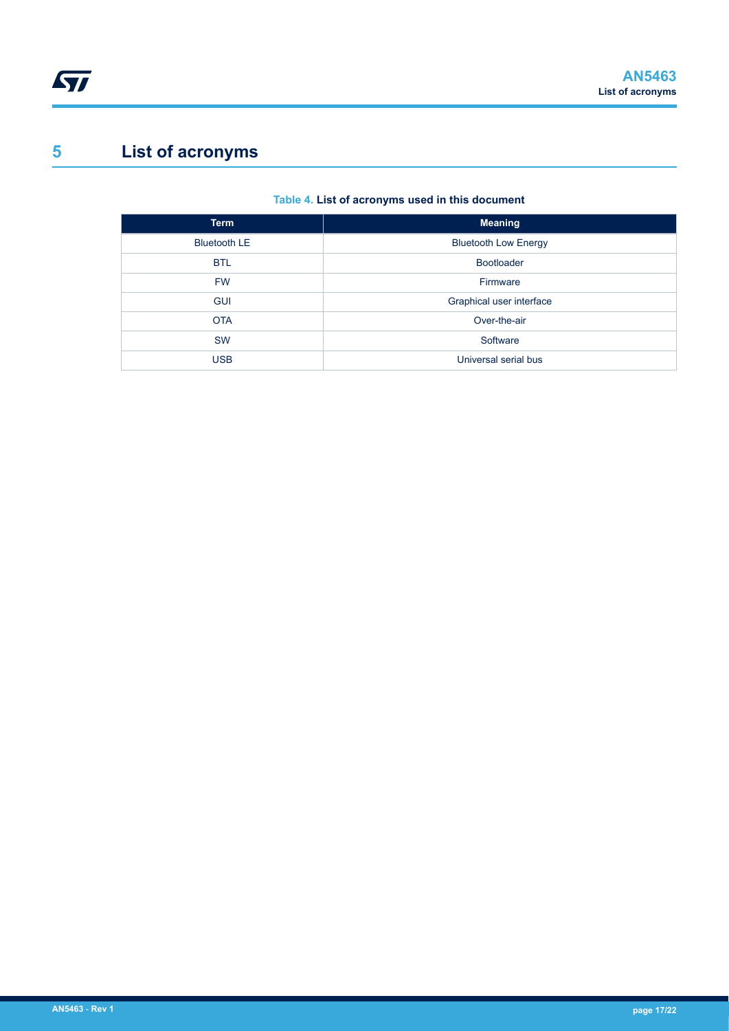# 5 List of acronyms

**Table 4. List of acronyms used in this document**

| Term | Meaning |
| --- | --- |
| Bluetooth LE | Bluetooth Low Energy |
| BTL | Bootloader |
| FW | Firmware |
| GUI | Graphical user interface |
| OTA | Over-the-air |
| SW | Software |
| USB | Universal serial bus |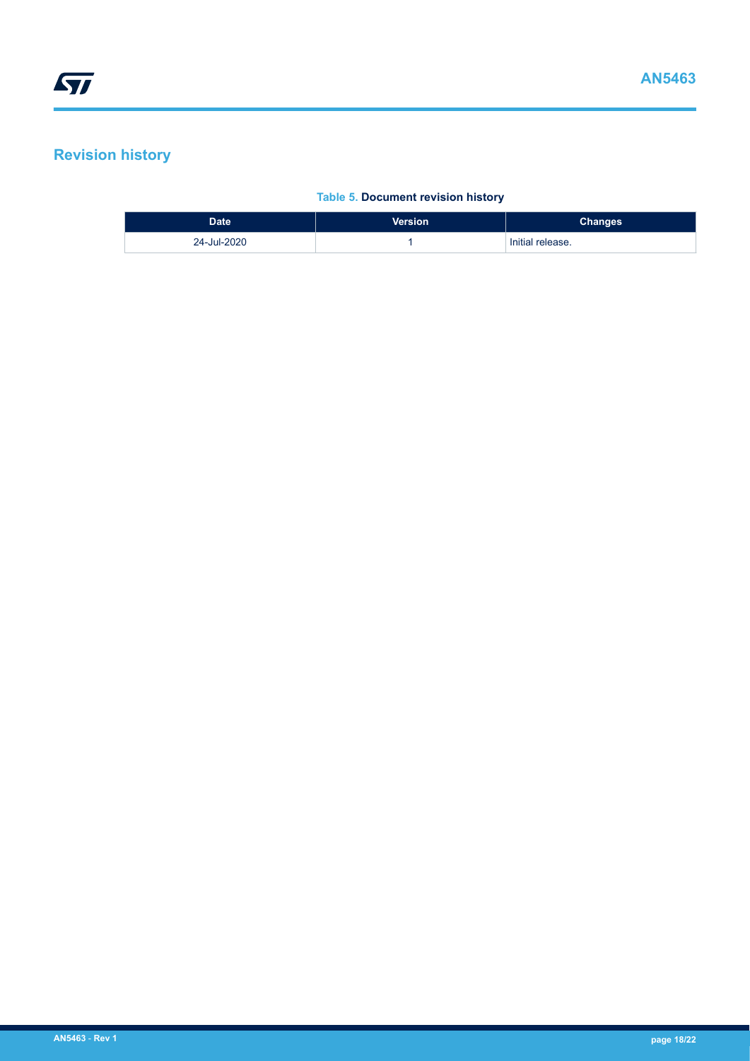# Revision history

**Table 5. Document revision history**

| Date | Version | Changes |
|---|---|---|
| 24-Jul-2020 | 1 | Initial release. |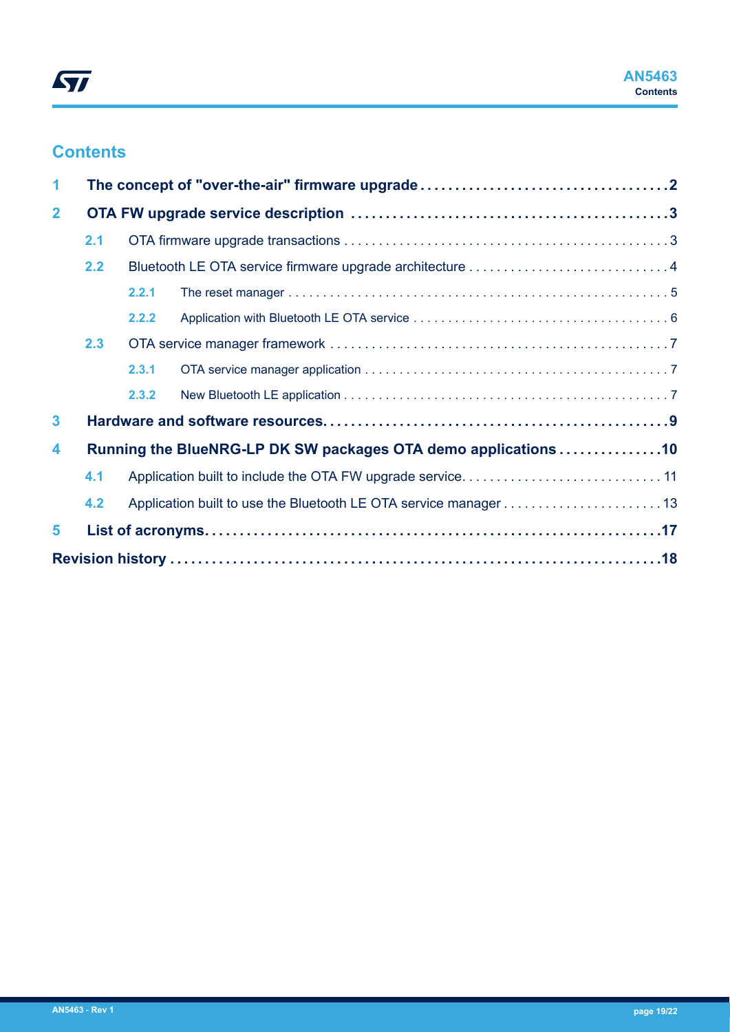## Contents

- **1 The concept of "over-the-air" firmware upgrade** ... **2**
- **2 OTA FW upgrade service description** ... **3**
  - 2.1 OTA firmware upgrade transactions ... 3
  - 2.2 Bluetooth LE OTA service firmware upgrade architecture ... 4
    - 2.2.1 The reset manager ... 5
    - 2.2.2 Application with Bluetooth LE OTA service ... 6
  - 2.3 OTA service manager framework ... 7
    - 2.3.1 OTA service manager application ... 7
    - 2.3.2 New Bluetooth LE application ... 7
- **3 Hardware and software resources** ... **9**
- **4 Running the BlueNRG-LP DK SW packages OTA demo applications** ... **10**
  - 4.1 Application built to include the OTA FW upgrade service ... 11
  - 4.2 Application built to use the Bluetooth LE OTA service manager ... 13
- **5 List of acronyms** ... **17**
- **Revision history** ... **18**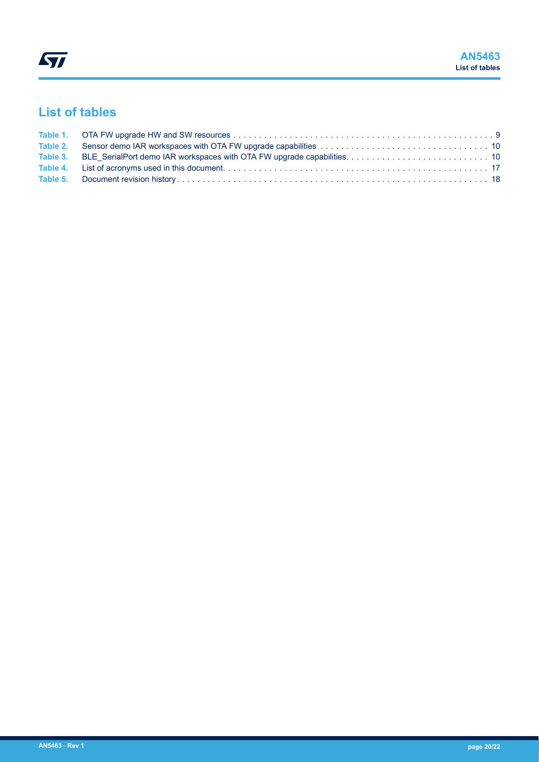# List of tables

| | | |
|---|---|---|
| Table 1. | OTA FW upgrade HW and SW resources | 9 |
| Table 2. | Sensor demo IAR workspaces with OTA FW upgrade capabilities | 10 |
| Table 3. | BLE_SerialPort demo IAR workspaces with OTA FW upgrade capabilities. | 10 |
| Table 4. | List of acronyms used in this document. | 17 |
| Table 5. | Document revision history | 18 |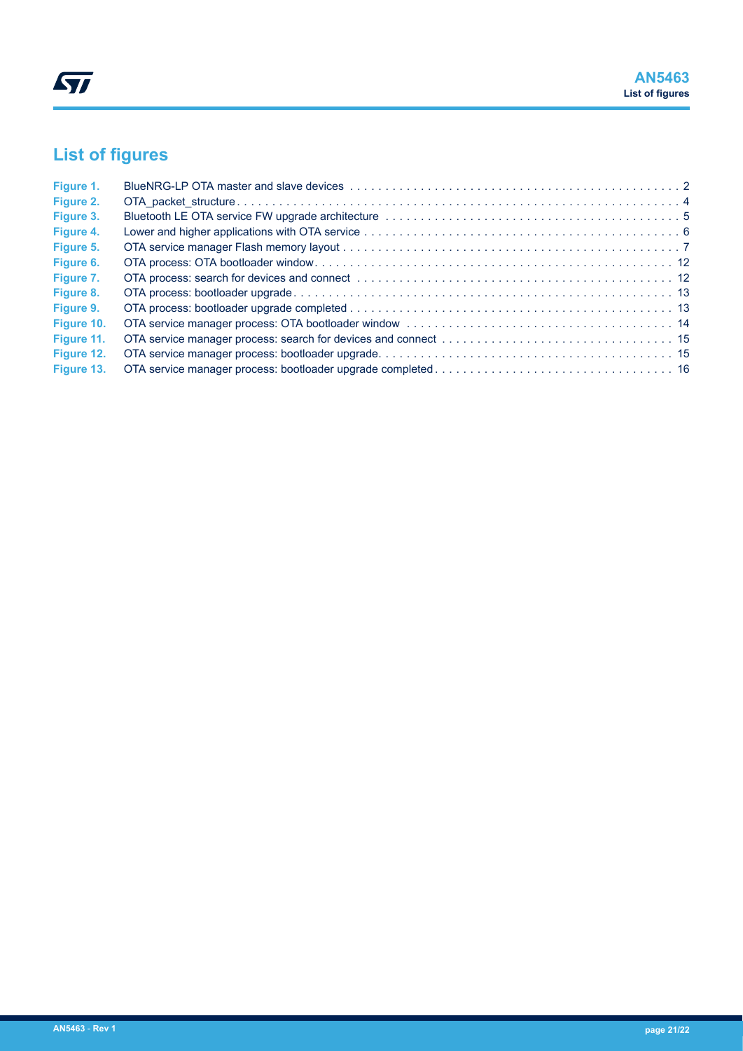# List of figures

| | | |
|---|---|---|
| **Figure 1.** | BlueNRG-LP OTA master and slave devices | 2 |
| **Figure 2.** | OTA_packet_structure | 4 |
| **Figure 3.** | Bluetooth LE OTA service FW upgrade architecture | 5 |
| **Figure 4.** | Lower and higher applications with OTA service | 6 |
| **Figure 5.** | OTA service manager Flash memory layout | 7 |
| **Figure 6.** | OTA process: OTA bootloader window | 12 |
| **Figure 7.** | OTA process: search for devices and connect | 12 |
| **Figure 8.** | OTA process: bootloader upgrade | 13 |
| **Figure 9.** | OTA process: bootloader upgrade completed | 13 |
| **Figure 10.** | OTA service manager process: OTA bootloader window | 14 |
| **Figure 11.** | OTA service manager process: search for devices and connect | 15 |
| **Figure 12.** | OTA service manager process: bootloader upgrade | 15 |
| **Figure 13.** | OTA service manager process: bootloader upgrade completed | 16 |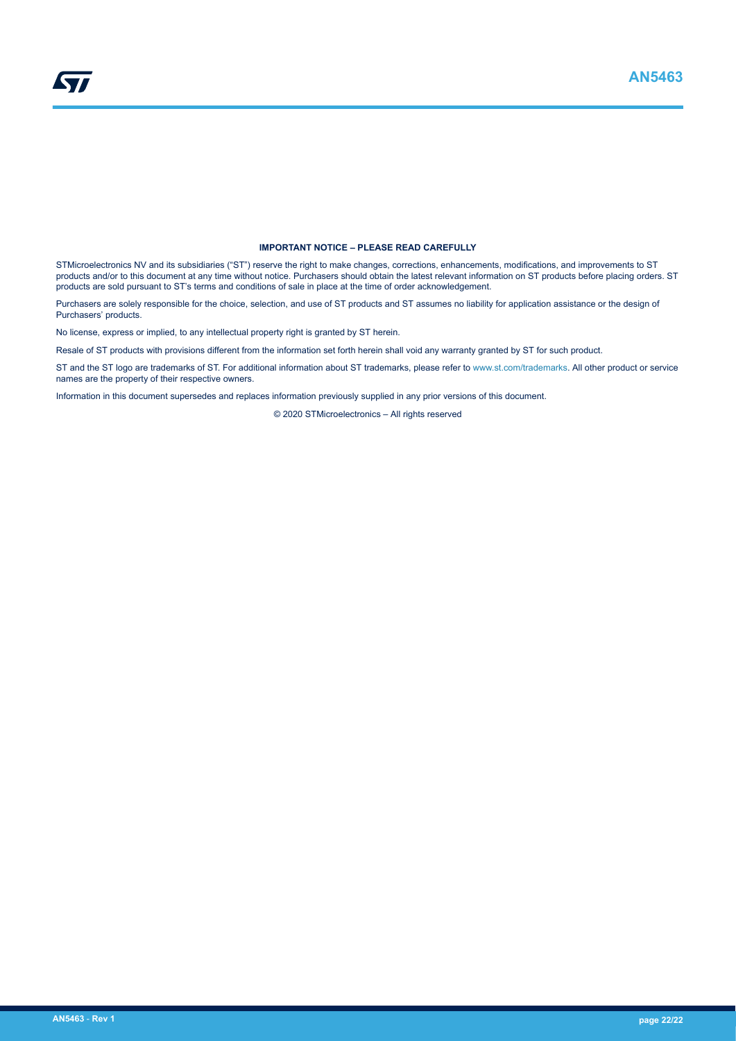**IMPORTANT NOTICE – PLEASE READ CAREFULLY**

STMicroelectronics NV and its subsidiaries (“ST”) reserve the right to make changes, corrections, enhancements, modifications, and improvements to ST products and/or to this document at any time without notice. Purchasers should obtain the latest relevant information on ST products before placing orders. ST products are sold pursuant to ST’s terms and conditions of sale in place at the time of order acknowledgement.

Purchasers are solely responsible for the choice, selection, and use of ST products and ST assumes no liability for application assistance or the design of Purchasers’ products.

No license, express or implied, to any intellectual property right is granted by ST herein.

Resale of ST products with provisions different from the information set forth herein shall void any warranty granted by ST for such product.

ST and the ST logo are trademarks of ST. For additional information about ST trademarks, please refer to www.st.com/trademarks. All other product or service names are the property of their respective owners.

Information in this document supersedes and replaces information previously supplied in any prior versions of this document.

© 2020 STMicroelectronics – All rights reserved